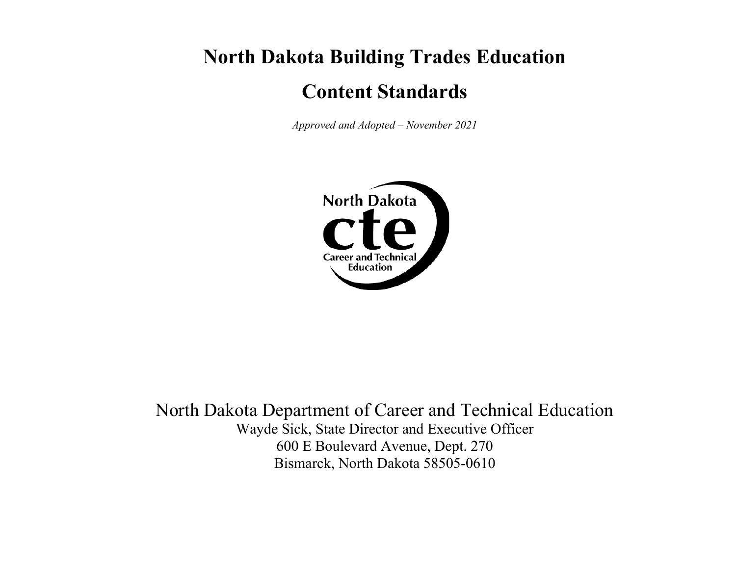# North Dakota Building Trades Education

# Content Standards

*Approved and Adopted – November 2021*

North Dakota Department of Career and Technical Education

Wayde Sick, State Director and Executive Officer

600 E Boulevard Avenue, Dept. 270

Bismarck, North Dakota 58505-0610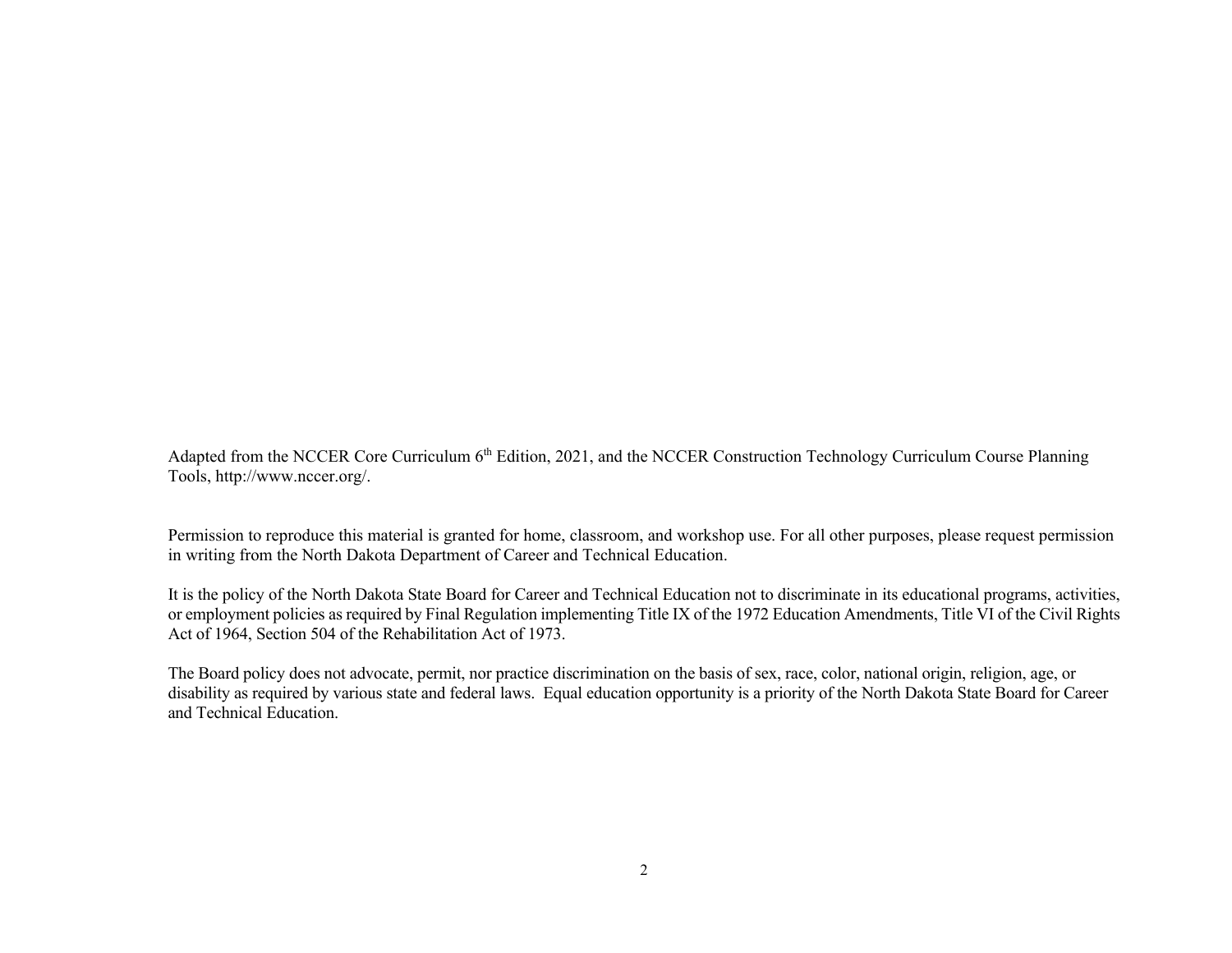Adapted from the NCCER Core Curriculum 6th Edition, 2021, and the NCCER Construction Technology Curriculum Course Planning Tools, http://www.nccer.org/.

Permission to reproduce this material is granted for home, classroom, and workshop use. For all other purposes, please request permission in writing from the North Dakota Department of Career and Technical Education.

It is the policy of the North Dakota State Board for Career and Technical Education not to discriminate in its educational programs, activities, or employment policies as required by Final Regulation implementing Title IX of the 1972 Education Amendments, Title VI of the Civil Rights Act of 1964, Section 504 of the Rehabilitation Act of 1973.

The Board policy does not advocate, permit, nor practice discrimination on the basis of sex, race, color, national origin, religion, age, or disability as required by various state and federal laws. Equal education opportunity is a priority of the North Dakota State Board for Career and Technical Education.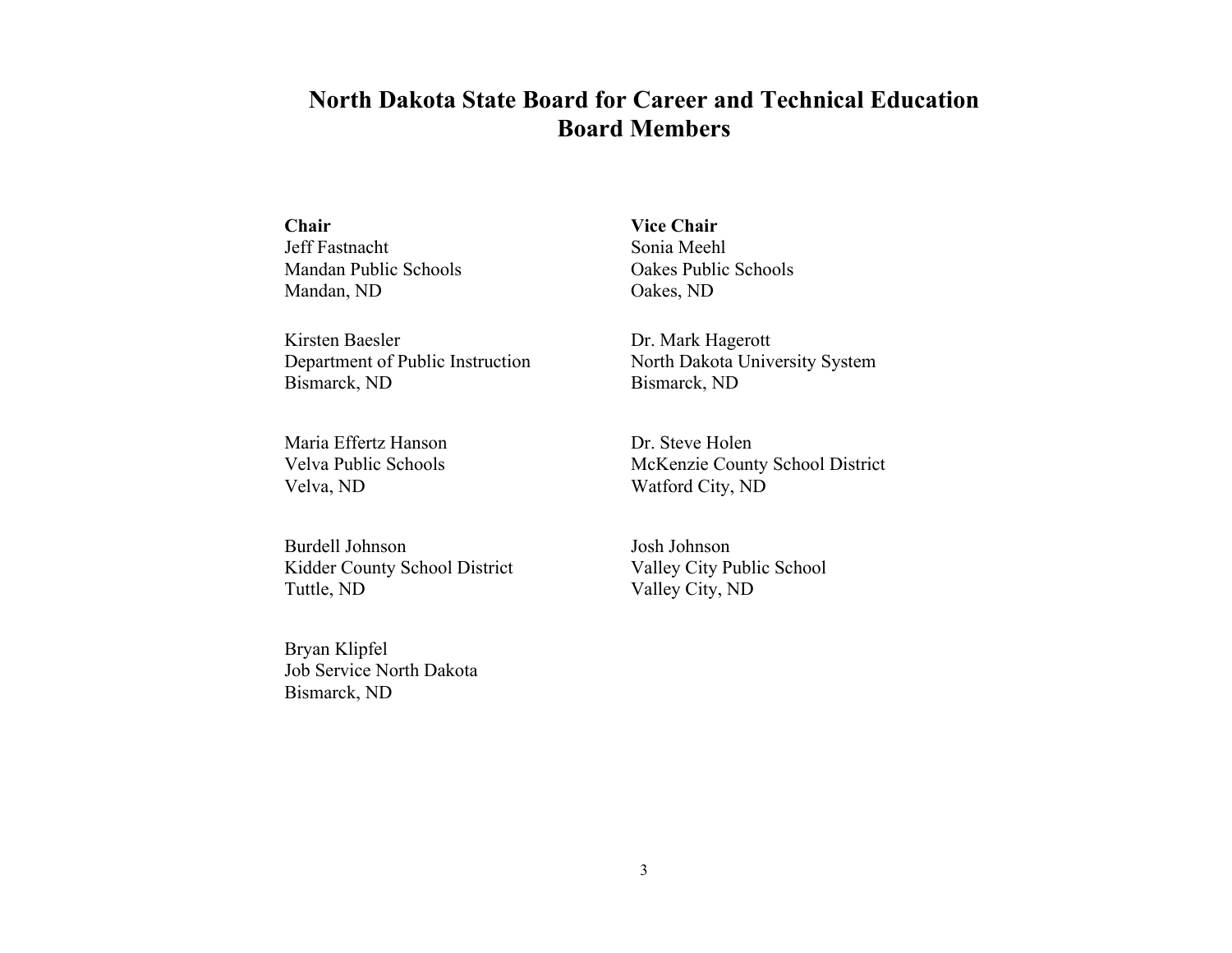# North Dakota State Board for Career and Technical Education
# Board Members

**Chair**
Jeff Fastnacht
Mandan Public Schools
Mandan, ND

**Vice Chair**
Sonia Meehl
Oakes Public Schools
Oakes, ND

Kirsten Baesler
Department of Public Instruction
Bismarck, ND

Dr. Mark Hagerott
North Dakota University System
Bismarck, ND

Maria Effertz Hanson
Velva Public Schools
Velva, ND

Dr. Steve Holen
McKenzie County School District
Watford City, ND

Burdell Johnson
Kidder County School District
Tuttle, ND

Josh Johnson
Valley City Public School
Valley City, ND

Bryan Klipfel
Job Service North Dakota
Bismarck, ND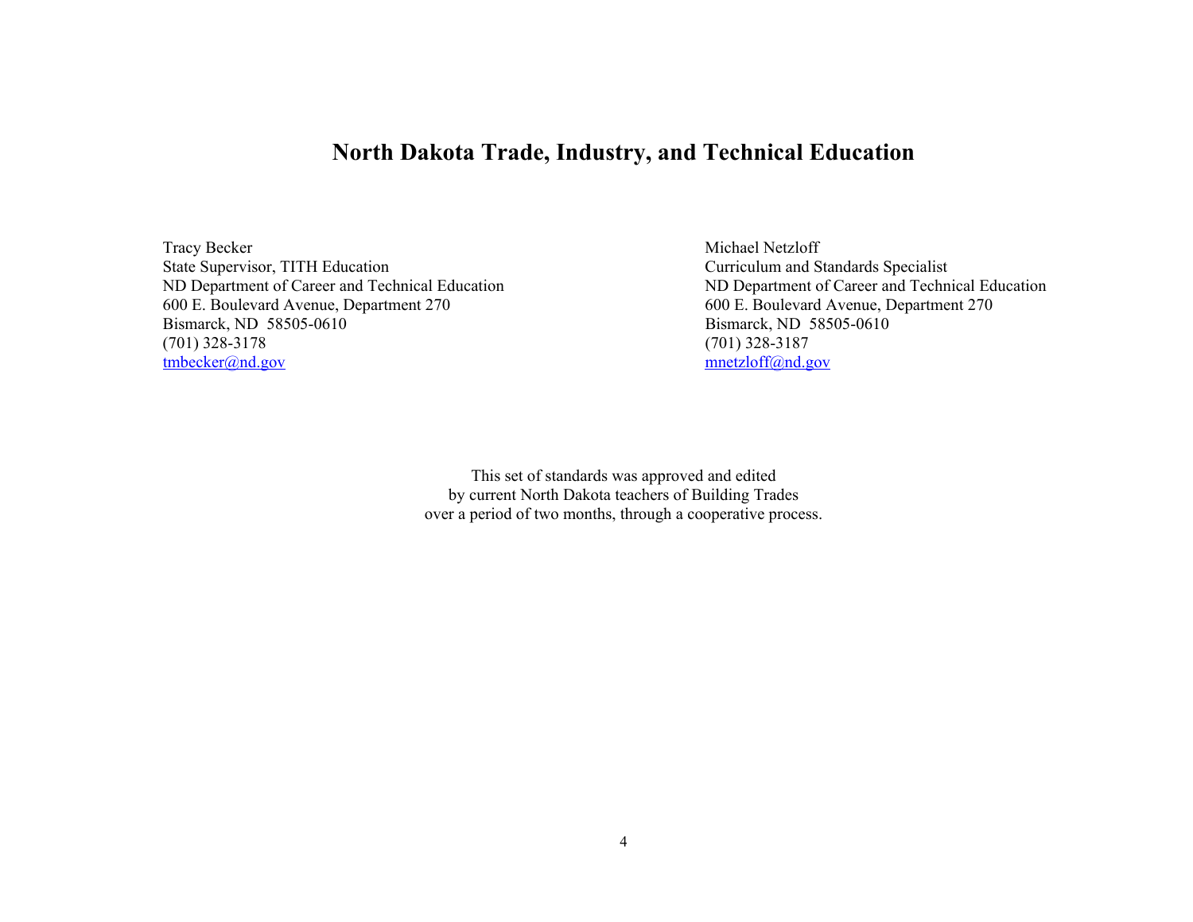# North Dakota Trade, Industry, and Technical Education

Tracy Becker
State Supervisor, TITH Education
ND Department of Career and Technical Education
600 E. Boulevard Avenue, Department 270
Bismarck, ND 58505-0610
(701) 328-3178
tmbecker@nd.gov

Michael Netzloff
Curriculum and Standards Specialist
ND Department of Career and Technical Education
600 E. Boulevard Avenue, Department 270
Bismarck, ND 58505-0610
(701) 328-3187
mnetzloff@nd.gov

This set of standards was approved and edited
by current North Dakota teachers of Building Trades
over a period of two months, through a cooperative process.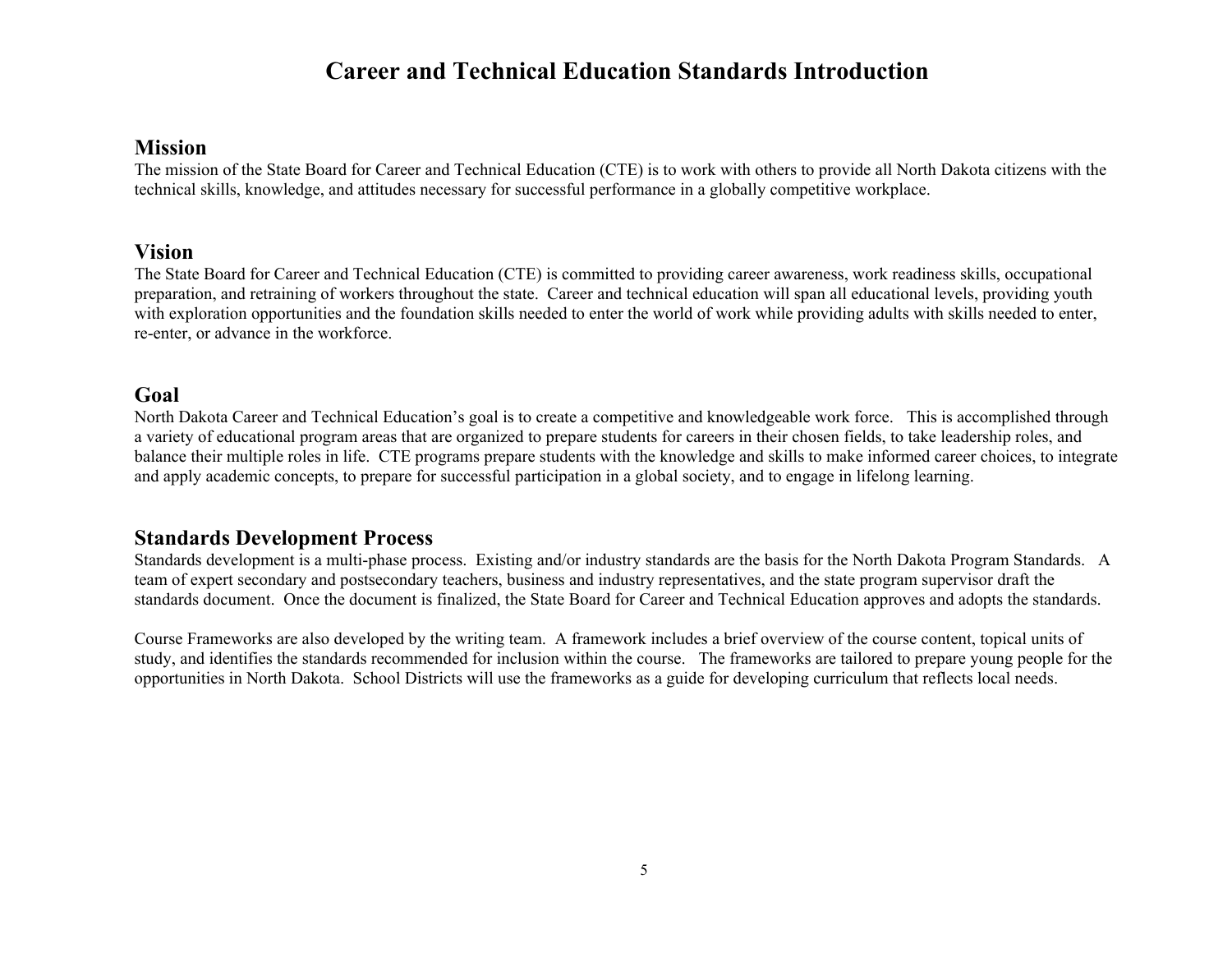# Career and Technical Education Standards Introduction

## Mission

The mission of the State Board for Career and Technical Education (CTE) is to work with others to provide all North Dakota citizens with the technical skills, knowledge, and attitudes necessary for successful performance in a globally competitive workplace.

## Vision

The State Board for Career and Technical Education (CTE) is committed to providing career awareness, work readiness skills, occupational preparation, and retraining of workers throughout the state. Career and technical education will span all educational levels, providing youth with exploration opportunities and the foundation skills needed to enter the world of work while providing adults with skills needed to enter, re-enter, or advance in the workforce.

## Goal

North Dakota Career and Technical Education's goal is to create a competitive and knowledgeable work force. This is accomplished through a variety of educational program areas that are organized to prepare students for careers in their chosen fields, to take leadership roles, and balance their multiple roles in life. CTE programs prepare students with the knowledge and skills to make informed career choices, to integrate and apply academic concepts, to prepare for successful participation in a global society, and to engage in lifelong learning.

## Standards Development Process

Standards development is a multi-phase process. Existing and/or industry standards are the basis for the North Dakota Program Standards. A team of expert secondary and postsecondary teachers, business and industry representatives, and the state program supervisor draft the standards document. Once the document is finalized, the State Board for Career and Technical Education approves and adopts the standards.

Course Frameworks are also developed by the writing team. A framework includes a brief overview of the course content, topical units of study, and identifies the standards recommended for inclusion within the course. The frameworks are tailored to prepare young people for the opportunities in North Dakota. School Districts will use the frameworks as a guide for developing curriculum that reflects local needs.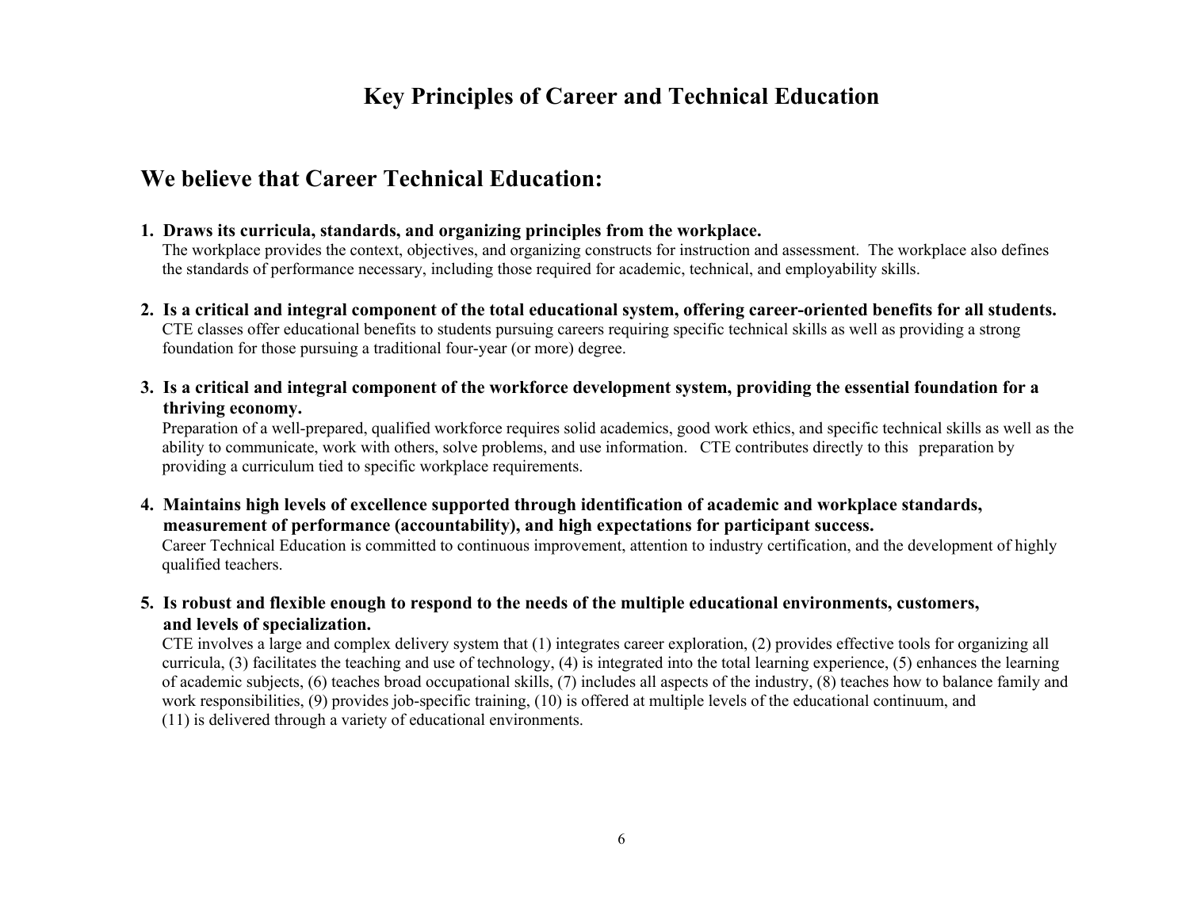# Key Principles of Career and Technical Education

## We believe that Career Technical Education:

1. **Draws its curricula, standards, and organizing principles from the workplace.**
   The workplace provides the context, objectives, and organizing constructs for instruction and assessment. The workplace also defines the standards of performance necessary, including those required for academic, technical, and employability skills.

2. **Is a critical and integral component of the total educational system, offering career-oriented benefits for all students.**
   CTE classes offer educational benefits to students pursuing careers requiring specific technical skills as well as providing a strong foundation for those pursuing a traditional four-year (or more) degree.

3. **Is a critical and integral component of the workforce development system, providing the essential foundation for a thriving economy.**
   Preparation of a well-prepared, qualified workforce requires solid academics, good work ethics, and specific technical skills as well as the ability to communicate, work with others, solve problems, and use information. CTE contributes directly to this preparation by providing a curriculum tied to specific workplace requirements.

4. **Maintains high levels of excellence supported through identification of academic and workplace standards, measurement of performance (accountability), and high expectations for participant success.**
   Career Technical Education is committed to continuous improvement, attention to industry certification, and the development of highly qualified teachers.

5. **Is robust and flexible enough to respond to the needs of the multiple educational environments, customers, and levels of specialization.**
   CTE involves a large and complex delivery system that (1) integrates career exploration, (2) provides effective tools for organizing all curricula, (3) facilitates the teaching and use of technology, (4) is integrated into the total learning experience, (5) enhances the learning of academic subjects, (6) teaches broad occupational skills, (7) includes all aspects of the industry, (8) teaches how to balance family and work responsibilities, (9) provides job-specific training, (10) is offered at multiple levels of the educational continuum, and (11) is delivered through a variety of educational environments.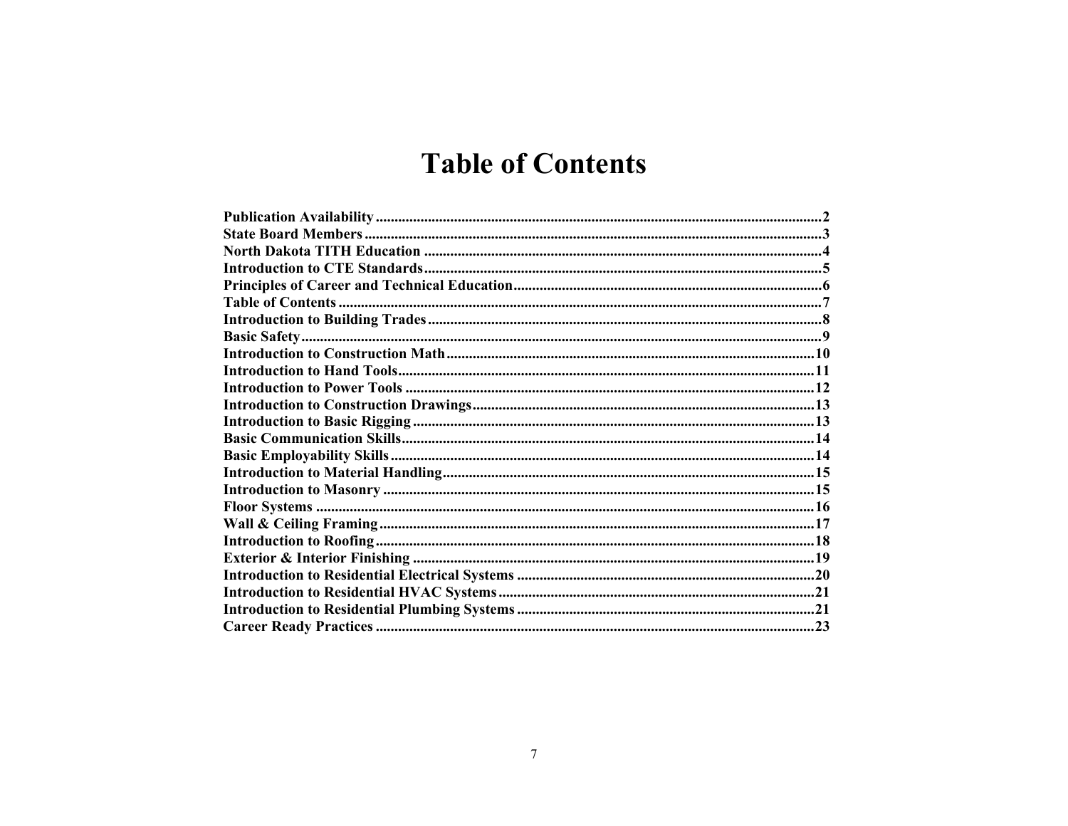# Table of Contents

**Publication Availability**.......................................................................................................................2
**State Board Members**..........................................................................................................................3
**North Dakota TITH Education**..........................................................................................................4
**Introduction to CTE Standards**..........................................................................................................5
**Principles of Career and Technical Education**...................................................................................6
**Table of Contents**.................................................................................................................................7
**Introduction to Building Trades**.........................................................................................................8
**Basic Safety**..........................................................................................................................................9
**Introduction to Construction Math**...................................................................................................10
**Introduction to Hand Tools**...............................................................................................................11
**Introduction to Power Tools**.............................................................................................................12
**Introduction to Construction Drawings**............................................................................................13
**Introduction to Basic Rigging**...........................................................................................................13
**Basic Communication Skills**..............................................................................................................14
**Basic Employability Skills**.................................................................................................................14
**Introduction to Material Handling**....................................................................................................15
**Introduction to Masonry**...................................................................................................................15
**Floor Systems**.....................................................................................................................................16
**Wall & Ceiling Framing**....................................................................................................................17
**Introduction to Roofing**.....................................................................................................................18
**Exterior & Interior Finishing**...........................................................................................................19
**Introduction to Residential Electrical Systems**................................................................................20
**Introduction to Residential HVAC Systems**.....................................................................................21
**Introduction to Residential Plumbing Systems**...............................................................................21
**Career Ready Practices**.....................................................................................................................23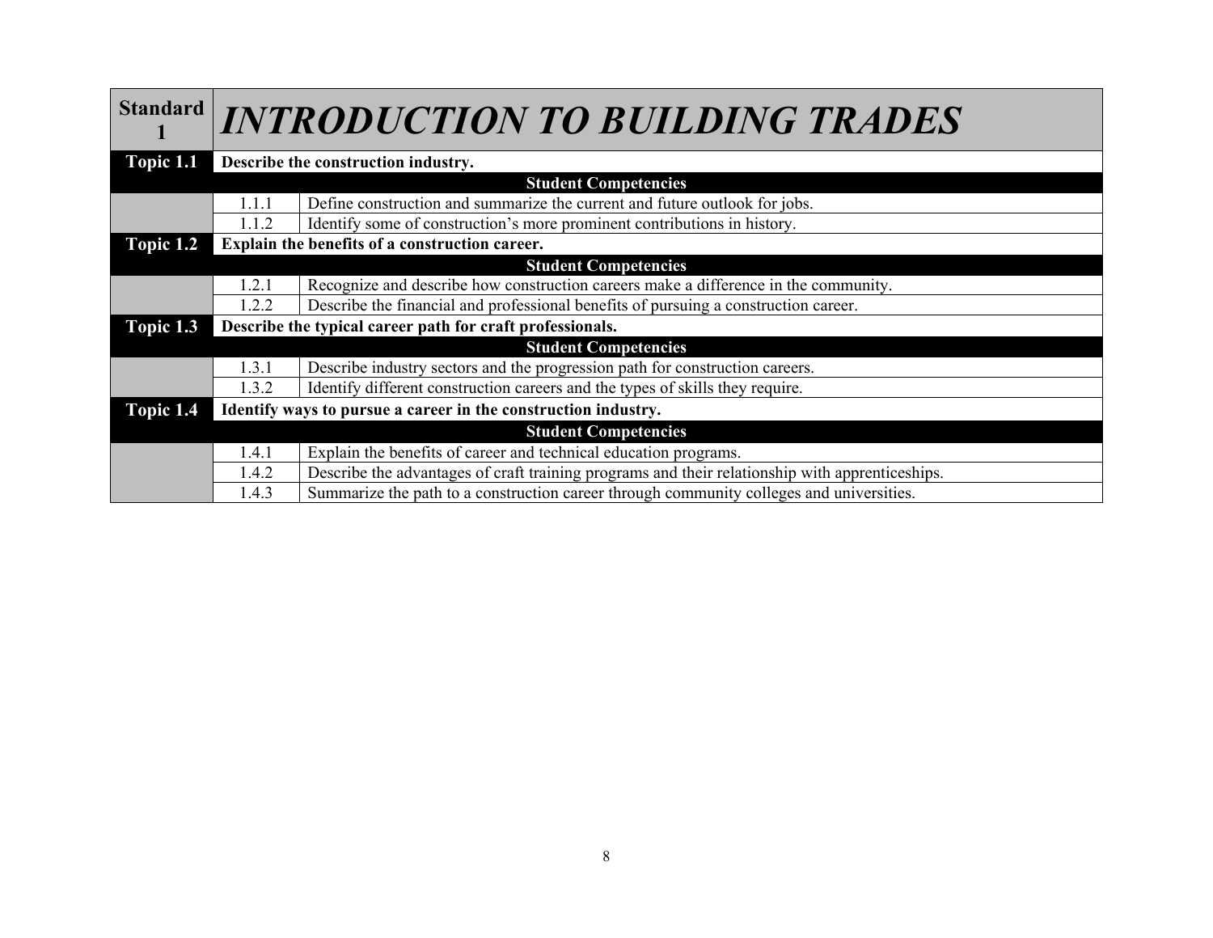| Standard 1 | *INTRODUCTION TO BUILDING TRADES* | |
|---|---|---|
| **Topic 1.1** | **Describe the construction industry.** | |
| | **Student Competencies** | |
| | 1.1.1 | Define construction and summarize the current and future outlook for jobs. |
| | 1.1.2 | Identify some of construction's more prominent contributions in history. |
| **Topic 1.2** | **Explain the benefits of a construction career.** | |
| | **Student Competencies** | |
| | 1.2.1 | Recognize and describe how construction careers make a difference in the community. |
| | 1.2.2 | Describe the financial and professional benefits of pursuing a construction career. |
| **Topic 1.3** | **Describe the typical career path for craft professionals.** | |
| | **Student Competencies** | |
| | 1.3.1 | Describe industry sectors and the progression path for construction careers. |
| | 1.3.2 | Identify different construction careers and the types of skills they require. |
| **Topic 1.4** | **Identify ways to pursue a career in the construction industry.** | |
| | **Student Competencies** | |
| | 1.4.1 | Explain the benefits of career and technical education programs. |
| | 1.4.2 | Describe the advantages of craft training programs and their relationship with apprenticeships. |
| | 1.4.3 | Summarize the path to a construction career through community colleges and universities. |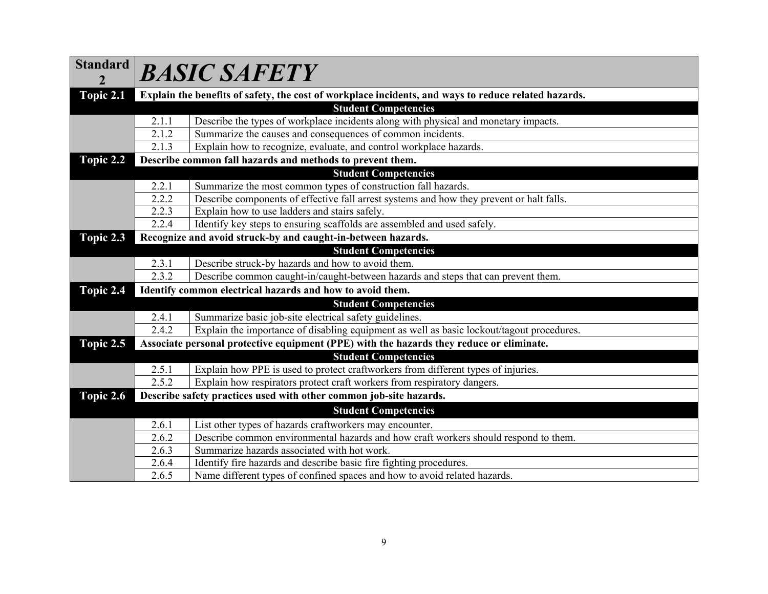| Standard 2 | *BASIC SAFETY* | |
|---|---|---|
| **Topic 2.1** | **Explain the benefits of safety, the cost of workplace incidents, and ways to reduce related hazards.** | |
| | **Student Competencies** | |
| | 2.1.1 | Describe the types of workplace incidents along with physical and monetary impacts. |
| | 2.1.2 | Summarize the causes and consequences of common incidents. |
| | 2.1.3 | Explain how to recognize, evaluate, and control workplace hazards. |
| **Topic 2.2** | **Describe common fall hazards and methods to prevent them.** | |
| | **Student Competencies** | |
| | 2.2.1 | Summarize the most common types of construction fall hazards. |
| | 2.2.2 | Describe components of effective fall arrest systems and how they prevent or halt falls. |
| | 2.2.3 | Explain how to use ladders and stairs safely. |
| | 2.2.4 | Identify key steps to ensuring scaffolds are assembled and used safely. |
| **Topic 2.3** | **Recognize and avoid struck-by and caught-in-between hazards.** | |
| | **Student Competencies** | |
| | 2.3.1 | Describe struck-by hazards and how to avoid them. |
| | 2.3.2 | Describe common caught-in/caught-between hazards and steps that can prevent them. |
| **Topic 2.4** | **Identify common electrical hazards and how to avoid them.** | |
| | **Student Competencies** | |
| | 2.4.1 | Summarize basic job-site electrical safety guidelines. |
| | 2.4.2 | Explain the importance of disabling equipment as well as basic lockout/tagout procedures. |
| **Topic 2.5** | **Associate personal protective equipment (PPE) with the hazards they reduce or eliminate.** | |
| | **Student Competencies** | |
| | 2.5.1 | Explain how PPE is used to protect craftworkers from different types of injuries. |
| | 2.5.2 | Explain how respirators protect craft workers from respiratory dangers. |
| **Topic 2.6** | **Describe safety practices used with other common job-site hazards.** | |
| | **Student Competencies** | |
| | 2.6.1 | List other types of hazards craftworkers may encounter. |
| | 2.6.2 | Describe common environmental hazards and how craft workers should respond to them. |
| | 2.6.3 | Summarize hazards associated with hot work. |
| | 2.6.4 | Identify fire hazards and describe basic fire fighting procedures. |
| | 2.6.5 | Name different types of confined spaces and how to avoid related hazards. |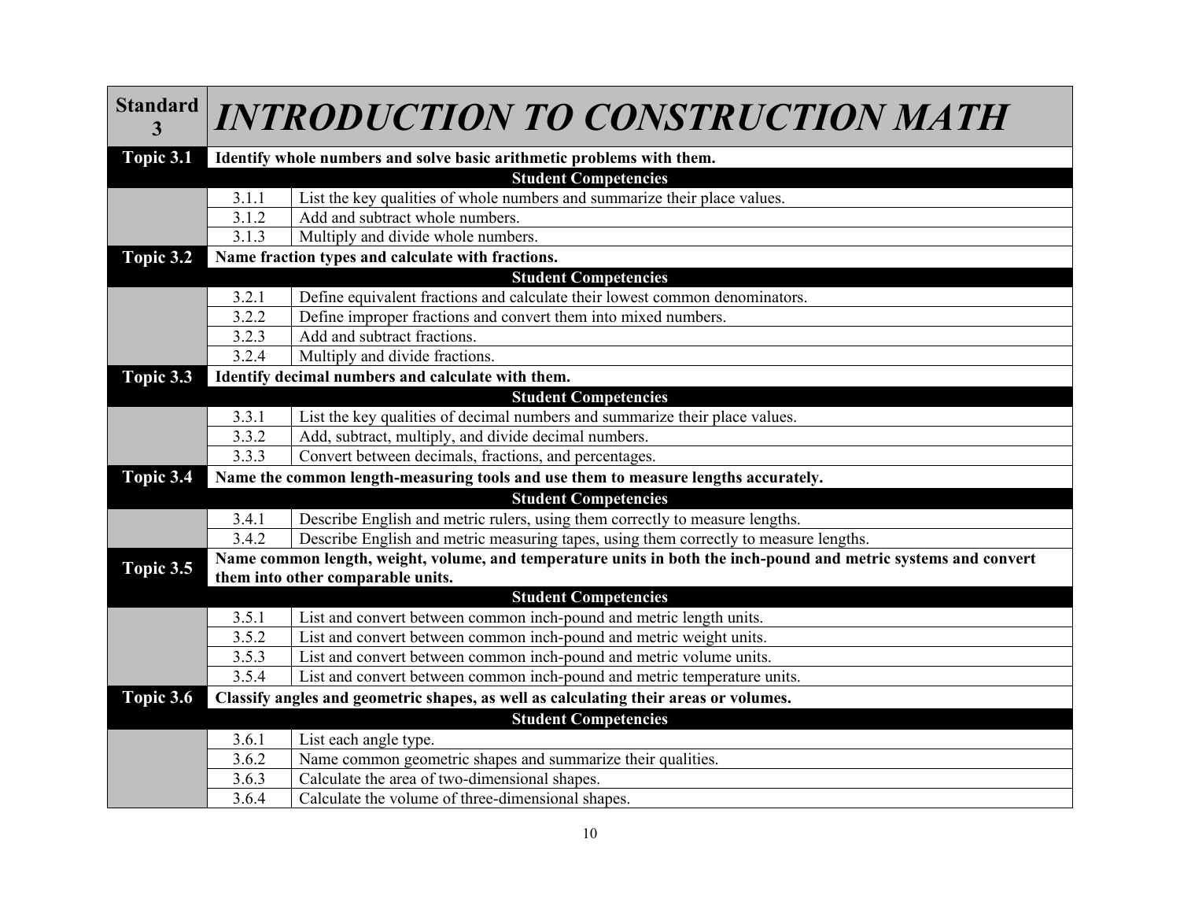| Standard 3 | *INTRODUCTION TO CONSTRUCTION MATH* | |
|---|---|---|
| **Topic 3.1** | **Identify whole numbers and solve basic arithmetic problems with them.** | |
| | **Student Competencies** | |
| | 3.1.1 | List the key qualities of whole numbers and summarize their place values. |
| | 3.1.2 | Add and subtract whole numbers. |
| | 3.1.3 | Multiply and divide whole numbers. |
| **Topic 3.2** | **Name fraction types and calculate with fractions.** | |
| | **Student Competencies** | |
| | 3.2.1 | Define equivalent fractions and calculate their lowest common denominators. |
| | 3.2.2 | Define improper fractions and convert them into mixed numbers. |
| | 3.2.3 | Add and subtract fractions. |
| | 3.2.4 | Multiply and divide fractions. |
| **Topic 3.3** | **Identify decimal numbers and calculate with them.** | |
| | **Student Competencies** | |
| | 3.3.1 | List the key qualities of decimal numbers and summarize their place values. |
| | 3.3.2 | Add, subtract, multiply, and divide decimal numbers. |
| | 3.3.3 | Convert between decimals, fractions, and percentages. |
| **Topic 3.4** | **Name the common length-measuring tools and use them to measure lengths accurately.** | |
| | **Student Competencies** | |
| | 3.4.1 | Describe English and metric rulers, using them correctly to measure lengths. |
| | 3.4.2 | Describe English and metric measuring tapes, using them correctly to measure lengths. |
| **Topic 3.5** | **Name common length, weight, volume, and temperature units in both the inch-pound and metric systems and convert them into other comparable units.** | |
| | **Student Competencies** | |
| | 3.5.1 | List and convert between common inch-pound and metric length units. |
| | 3.5.2 | List and convert between common inch-pound and metric weight units. |
| | 3.5.3 | List and convert between common inch-pound and metric volume units. |
| | 3.5.4 | List and convert between common inch-pound and metric temperature units. |
| **Topic 3.6** | **Classify angles and geometric shapes, as well as calculating their areas or volumes.** | |
| | **Student Competencies** | |
| | 3.6.1 | List each angle type. |
| | 3.6.2 | Name common geometric shapes and summarize their qualities. |
| | 3.6.3 | Calculate the area of two-dimensional shapes. |
| | 3.6.4 | Calculate the volume of three-dimensional shapes. |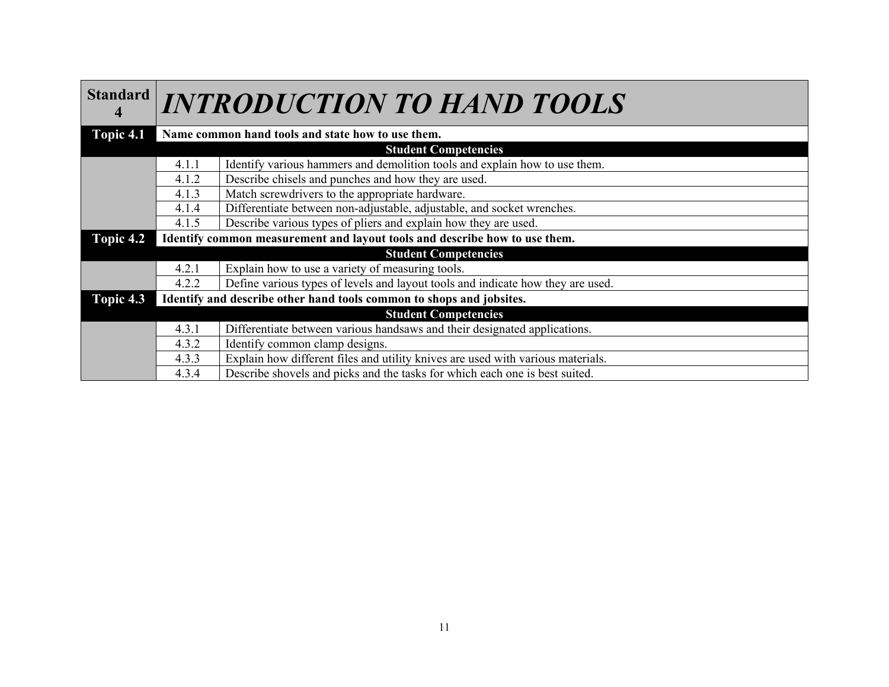| Standard 4 | *INTRODUCTION TO HAND TOOLS* | |
|---|---|---|
| **Topic 4.1** | **Name common hand tools and state how to use them.** | |
| | **Student Competencies** | |
| | 4.1.1 | Identify various hammers and demolition tools and explain how to use them. |
| | 4.1.2 | Describe chisels and punches and how they are used. |
| | 4.1.3 | Match screwdrivers to the appropriate hardware. |
| | 4.1.4 | Differentiate between non-adjustable, adjustable, and socket wrenches. |
| | 4.1.5 | Describe various types of pliers and explain how they are used. |
| **Topic 4.2** | **Identify common measurement and layout tools and describe how to use them.** | |
| | **Student Competencies** | |
| | 4.2.1 | Explain how to use a variety of measuring tools. |
| | 4.2.2 | Define various types of levels and layout tools and indicate how they are used. |
| **Topic 4.3** | **Identify and describe other hand tools common to shops and jobsites.** | |
| | **Student Competencies** | |
| | 4.3.1 | Differentiate between various handsaws and their designated applications. |
| | 4.3.2 | Identify common clamp designs. |
| | 4.3.3 | Explain how different files and utility knives are used with various materials. |
| | 4.3.4 | Describe shovels and picks and the tasks for which each one is best suited. |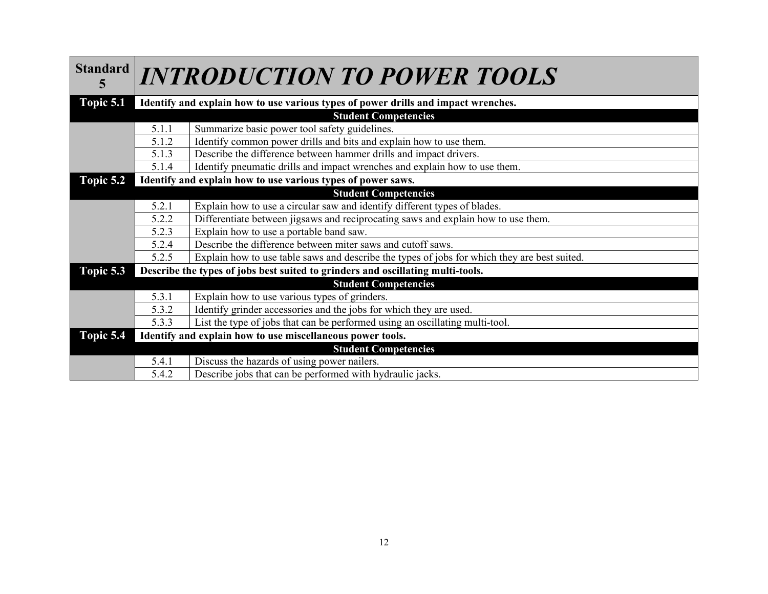| Standard 5 | *INTRODUCTION TO POWER TOOLS* | |
|---|---|---|
| **Topic 5.1** | **Identify and explain how to use various types of power drills and impact wrenches.** | |
| | **Student Competencies** | |
| | 5.1.1 | Summarize basic power tool safety guidelines. |
| | 5.1.2 | Identify common power drills and bits and explain how to use them. |
| | 5.1.3 | Describe the difference between hammer drills and impact drivers. |
| | 5.1.4 | Identify pneumatic drills and impact wrenches and explain how to use them. |
| **Topic 5.2** | **Identify and explain how to use various types of power saws.** | |
| | **Student Competencies** | |
| | 5.2.1 | Explain how to use a circular saw and identify different types of blades. |
| | 5.2.2 | Differentiate between jigsaws and reciprocating saws and explain how to use them. |
| | 5.2.3 | Explain how to use a portable band saw. |
| | 5.2.4 | Describe the difference between miter saws and cutoff saws. |
| | 5.2.5 | Explain how to use table saws and describe the types of jobs for which they are best suited. |
| **Topic 5.3** | **Describe the types of jobs best suited to grinders and oscillating multi-tools.** | |
| | **Student Competencies** | |
| | 5.3.1 | Explain how to use various types of grinders. |
| | 5.3.2 | Identify grinder accessories and the jobs for which they are used. |
| | 5.3.3 | List the type of jobs that can be performed using an oscillating multi-tool. |
| **Topic 5.4** | **Identify and explain how to use miscellaneous power tools.** | |
| | **Student Competencies** | |
| | 5.4.1 | Discuss the hazards of using power nailers. |
| | 5.4.2 | Describe jobs that can be performed with hydraulic jacks. |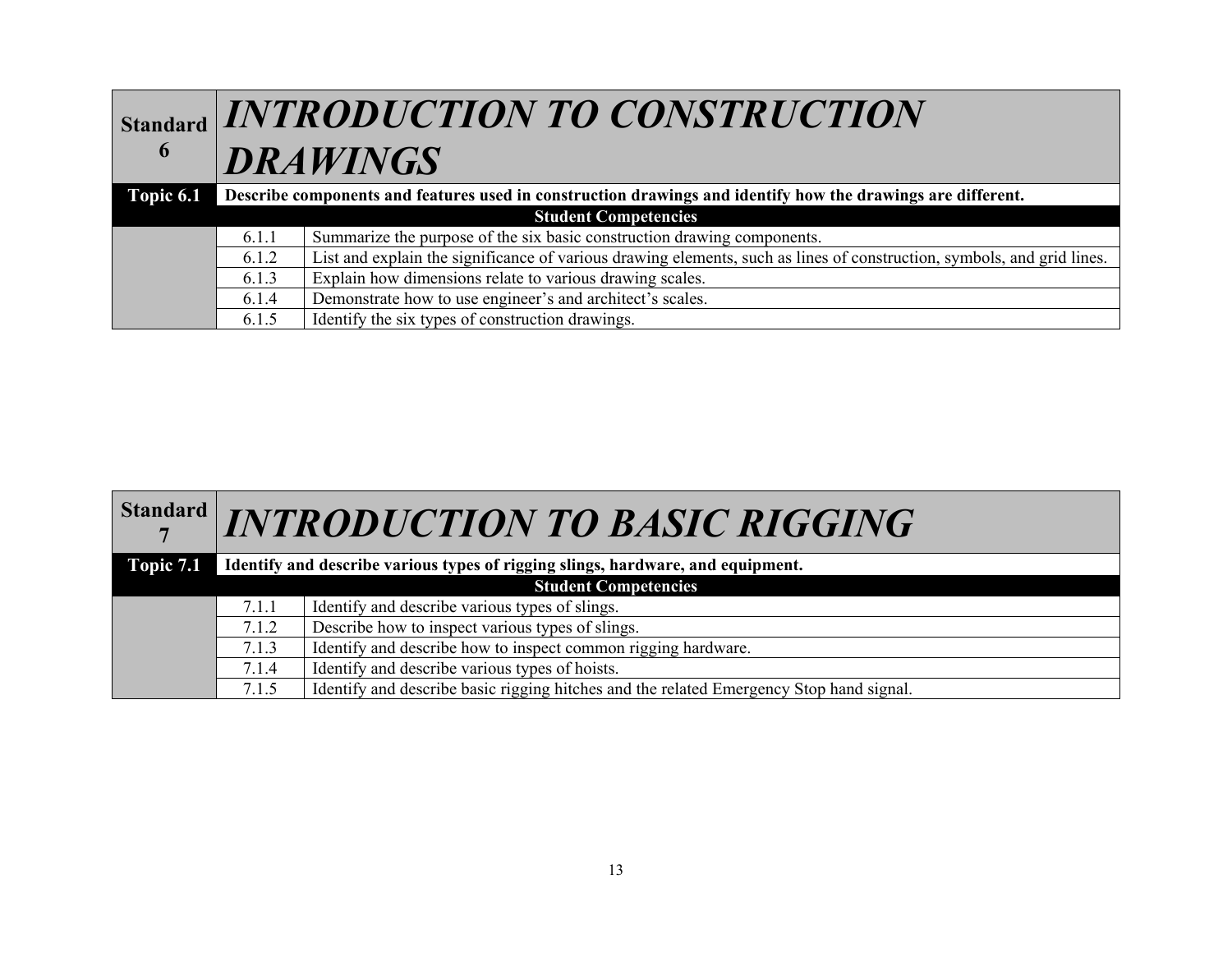| Standard 6 | *INTRODUCTION TO CONSTRUCTION DRAWINGS* | |
|---|---|---|
| **Topic 6.1** | **Describe components and features used in construction drawings and identify how the drawings are different.** | |
| | **Student Competencies** | |
| | 6.1.1 | Summarize the purpose of the six basic construction drawing components. |
| | 6.1.2 | List and explain the significance of various drawing elements, such as lines of construction, symbols, and grid lines. |
| | 6.1.3 | Explain how dimensions relate to various drawing scales. |
| | 6.1.4 | Demonstrate how to use engineer's and architect's scales. |
| | 6.1.5 | Identify the six types of construction drawings. |

| Standard 7 | *INTRODUCTION TO BASIC RIGGING* | |
|---|---|---|
| **Topic 7.1** | **Identify and describe various types of rigging slings, hardware, and equipment.** | |
| | **Student Competencies** | |
| | 7.1.1 | Identify and describe various types of slings. |
| | 7.1.2 | Describe how to inspect various types of slings. |
| | 7.1.3 | Identify and describe how to inspect common rigging hardware. |
| | 7.1.4 | Identify and describe various types of hoists. |
| | 7.1.5 | Identify and describe basic rigging hitches and the related Emergency Stop hand signal. |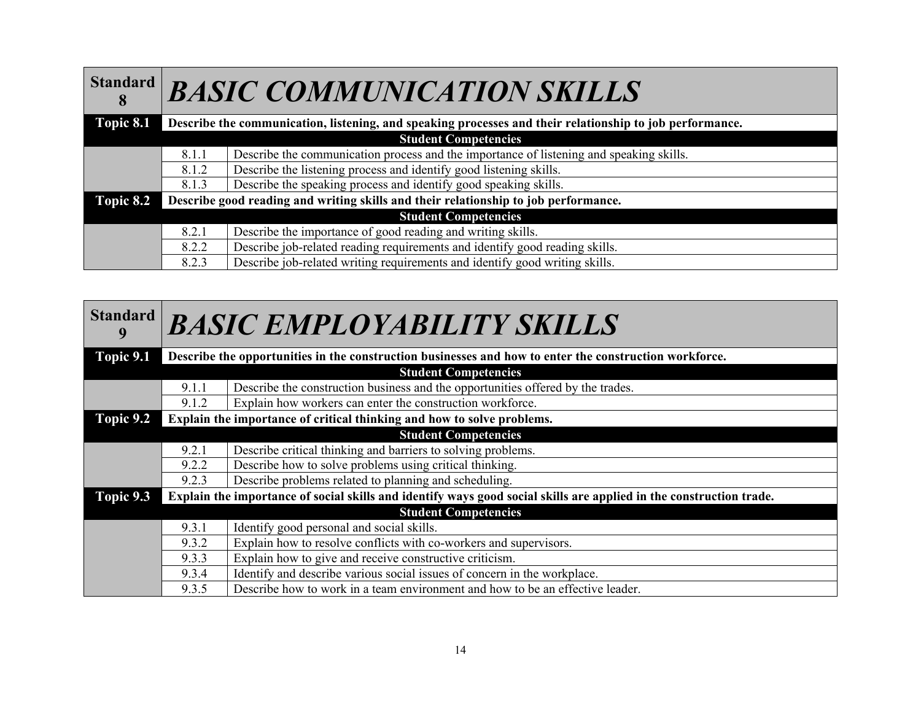| Standard 8 | *BASIC COMMUNICATION SKILLS* |
|---|---|
| **Topic 8.1** | **Describe the communication, listening, and speaking processes and their relationship to job performance.** |
| | **Student Competencies** |
| 8.1.1 | Describe the communication process and the importance of listening and speaking skills. |
| 8.1.2 | Describe the listening process and identify good listening skills. |
| 8.1.3 | Describe the speaking process and identify good speaking skills. |
| **Topic 8.2** | **Describe good reading and writing skills and their relationship to job performance.** |
| | **Student Competencies** |
| 8.2.1 | Describe the importance of good reading and writing skills. |
| 8.2.2 | Describe job-related reading requirements and identify good reading skills. |
| 8.2.3 | Describe job-related writing requirements and identify good writing skills. |

| Standard 9 | *BASIC EMPLOYABILITY SKILLS* |
|---|---|
| **Topic 9.1** | **Describe the opportunities in the construction businesses and how to enter the construction workforce.** |
| | **Student Competencies** |
| 9.1.1 | Describe the construction business and the opportunities offered by the trades. |
| 9.1.2 | Explain how workers can enter the construction workforce. |
| **Topic 9.2** | **Explain the importance of critical thinking and how to solve problems.** |
| | **Student Competencies** |
| 9.2.1 | Describe critical thinking and barriers to solving problems. |
| 9.2.2 | Describe how to solve problems using critical thinking. |
| 9.2.3 | Describe problems related to planning and scheduling. |
| **Topic 9.3** | **Explain the importance of social skills and identify ways good social skills are applied in the construction trade.** |
| | **Student Competencies** |
| 9.3.1 | Identify good personal and social skills. |
| 9.3.2 | Explain how to resolve conflicts with co-workers and supervisors. |
| 9.3.3 | Explain how to give and receive constructive criticism. |
| 9.3.4 | Identify and describe various social issues of concern in the workplace. |
| 9.3.5 | Describe how to work in a team environment and how to be an effective leader. |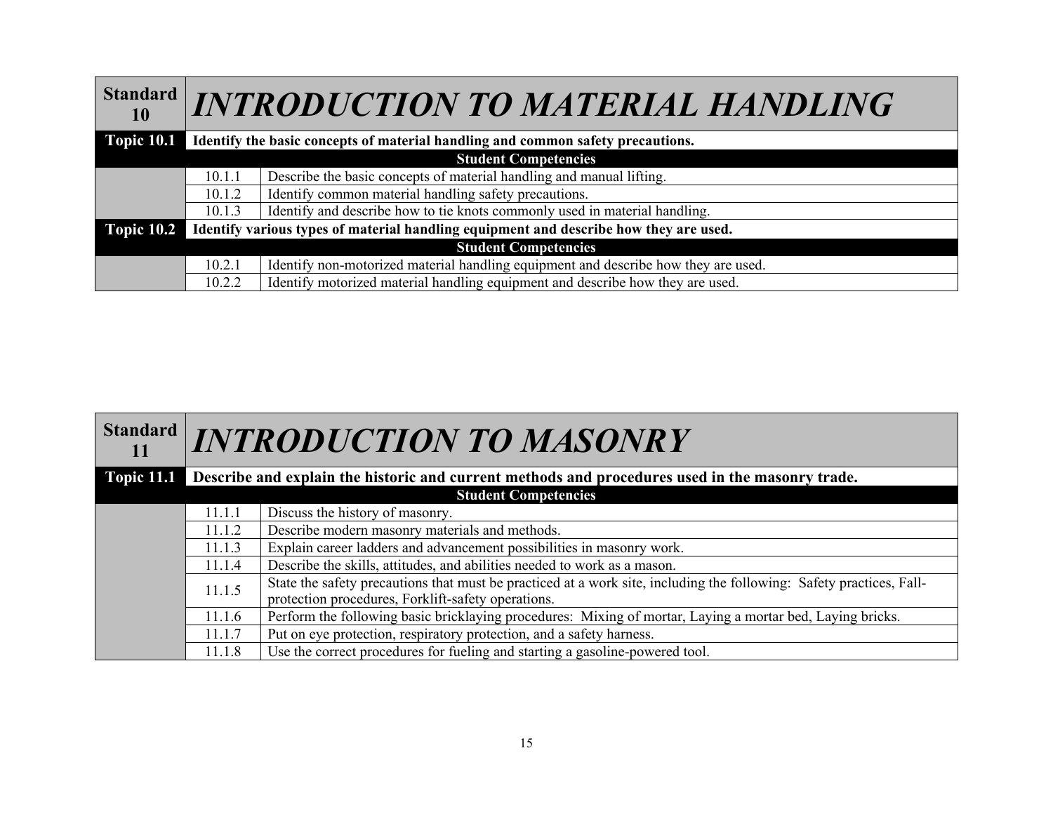| Standard 10 | *INTRODUCTION TO MATERIAL HANDLING* | |
|---|---|---|
| **Topic 10.1** | **Identify the basic concepts of material handling and common safety precautions.** | |
| | **Student Competencies** | |
| | 10.1.1 | Describe the basic concepts of material handling and manual lifting. |
| | 10.1.2 | Identify common material handling safety precautions. |
| | 10.1.3 | Identify and describe how to tie knots commonly used in material handling. |
| **Topic 10.2** | **Identify various types of material handling equipment and describe how they are used.** | |
| | **Student Competencies** | |
| | 10.2.1 | Identify non-motorized material handling equipment and describe how they are used. |
| | 10.2.2 | Identify motorized material handling equipment and describe how they are used. |

| Standard 11 | *INTRODUCTION TO MASONRY* | |
|---|---|---|
| **Topic 11.1** | **Describe and explain the historic and current methods and procedures used in the masonry trade.** | |
| | **Student Competencies** | |
| | 11.1.1 | Discuss the history of masonry. |
| | 11.1.2 | Describe modern masonry materials and methods. |
| | 11.1.3 | Explain career ladders and advancement possibilities in masonry work. |
| | 11.1.4 | Describe the skills, attitudes, and abilities needed to work as a mason. |
| | 11.1.5 | State the safety precautions that must be practiced at a work site, including the following: Safety practices, Fall-protection procedures, Forklift-safety operations. |
| | 11.1.6 | Perform the following basic bricklaying procedures: Mixing of mortar, Laying a mortar bed, Laying bricks. |
| | 11.1.7 | Put on eye protection, respiratory protection, and a safety harness. |
| | 11.1.8 | Use the correct procedures for fueling and starting a gasoline-powered tool. |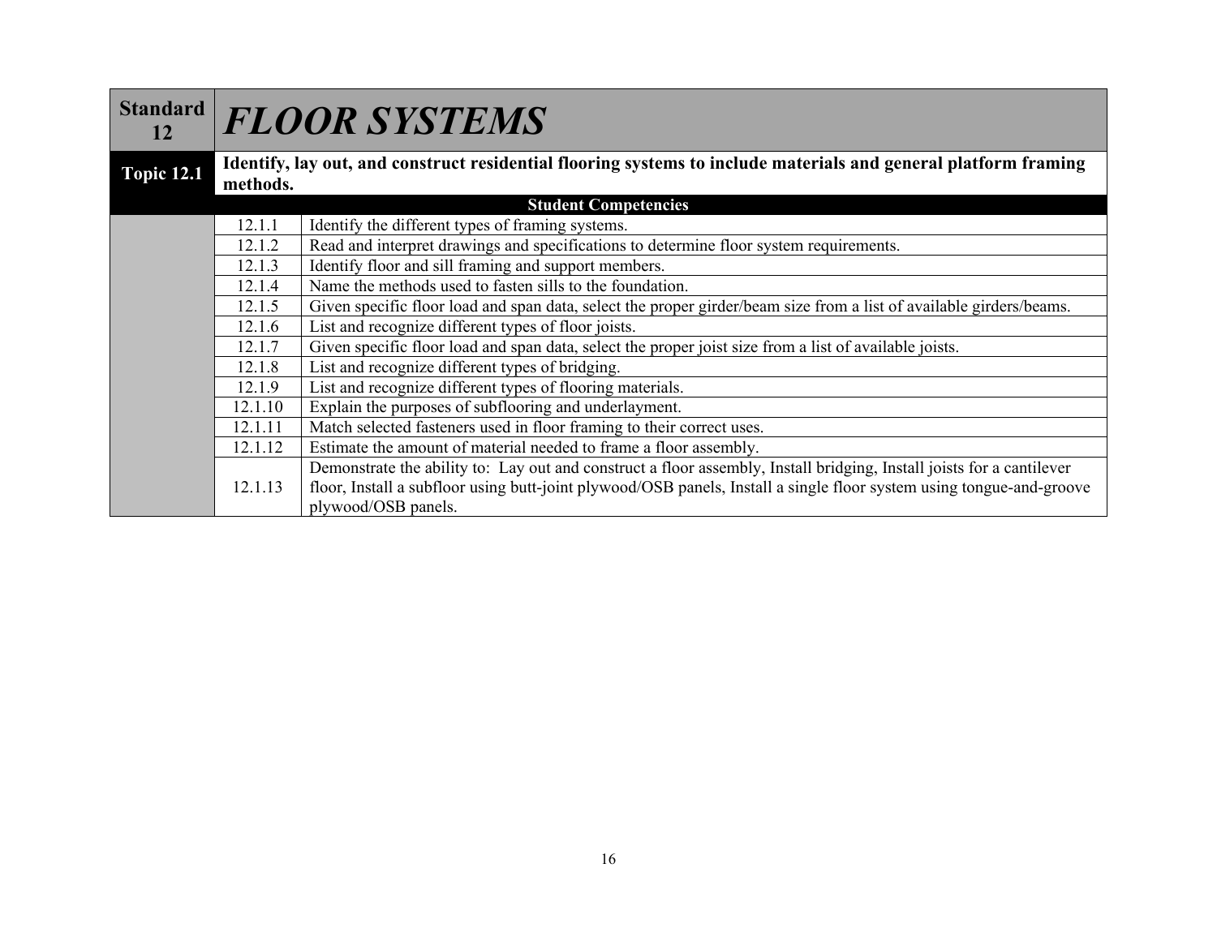| Standard 12 | *FLOOR SYSTEMS* | |
|---|---|---|
| **Topic 12.1** | **Identify, lay out, and construct residential flooring systems to include materials and general platform framing methods.** | |
| | **Student Competencies** | |
| | 12.1.1 | Identify the different types of framing systems. |
| | 12.1.2 | Read and interpret drawings and specifications to determine floor system requirements. |
| | 12.1.3 | Identify floor and sill framing and support members. |
| | 12.1.4 | Name the methods used to fasten sills to the foundation. |
| | 12.1.5 | Given specific floor load and span data, select the proper girder/beam size from a list of available girders/beams. |
| | 12.1.6 | List and recognize different types of floor joists. |
| | 12.1.7 | Given specific floor load and span data, select the proper joist size from a list of available joists. |
| | 12.1.8 | List and recognize different types of bridging. |
| | 12.1.9 | List and recognize different types of flooring materials. |
| | 12.1.10 | Explain the purposes of subflooring and underlayment. |
| | 12.1.11 | Match selected fasteners used in floor framing to their correct uses. |
| | 12.1.12 | Estimate the amount of material needed to frame a floor assembly. |
| | 12.1.13 | Demonstrate the ability to: Lay out and construct a floor assembly, Install bridging, Install joists for a cantilever floor, Install a subfloor using butt-joint plywood/OSB panels, Install a single floor system using tongue-and-groove plywood/OSB panels. |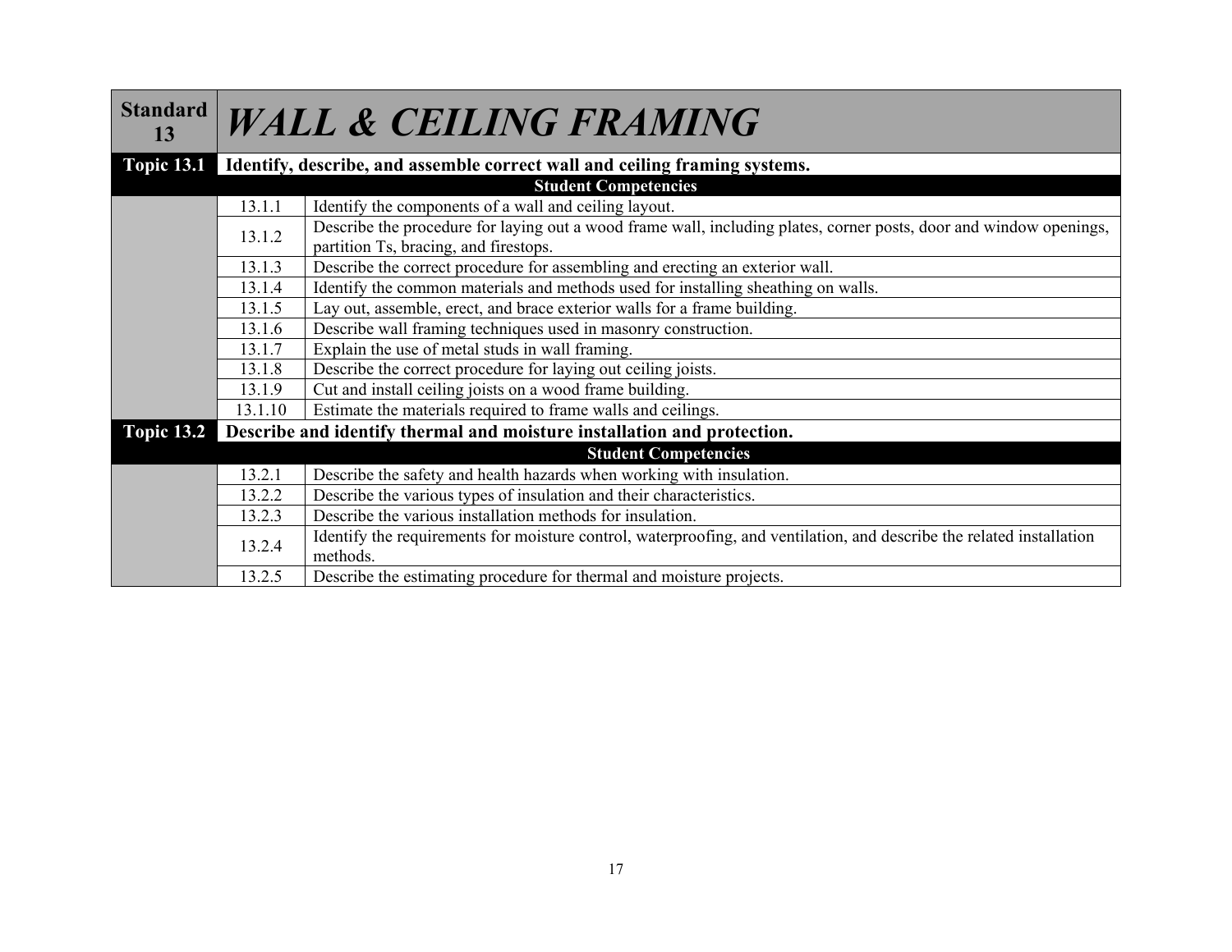| Standard 13 | *WALL & CEILING FRAMING* | |
|---|---|---|
| **Topic 13.1** | **Identify, describe, and assemble correct wall and ceiling framing systems.** | |
| | **Student Competencies** | |
| | 13.1.1 | Identify the components of a wall and ceiling layout. |
| | 13.1.2 | Describe the procedure for laying out a wood frame wall, including plates, corner posts, door and window openings, partition Ts, bracing, and firestops. |
| | 13.1.3 | Describe the correct procedure for assembling and erecting an exterior wall. |
| | 13.1.4 | Identify the common materials and methods used for installing sheathing on walls. |
| | 13.1.5 | Lay out, assemble, erect, and brace exterior walls for a frame building. |
| | 13.1.6 | Describe wall framing techniques used in masonry construction. |
| | 13.1.7 | Explain the use of metal studs in wall framing. |
| | 13.1.8 | Describe the correct procedure for laying out ceiling joists. |
| | 13.1.9 | Cut and install ceiling joists on a wood frame building. |
| | 13.1.10 | Estimate the materials required to frame walls and ceilings. |
| **Topic 13.2** | **Describe and identify thermal and moisture installation and protection.** | |
| | **Student Competencies** | |
| | 13.2.1 | Describe the safety and health hazards when working with insulation. |
| | 13.2.2 | Describe the various types of insulation and their characteristics. |
| | 13.2.3 | Describe the various installation methods for insulation. |
| | 13.2.4 | Identify the requirements for moisture control, waterproofing, and ventilation, and describe the related installation methods. |
| | 13.2.5 | Describe the estimating procedure for thermal and moisture projects. |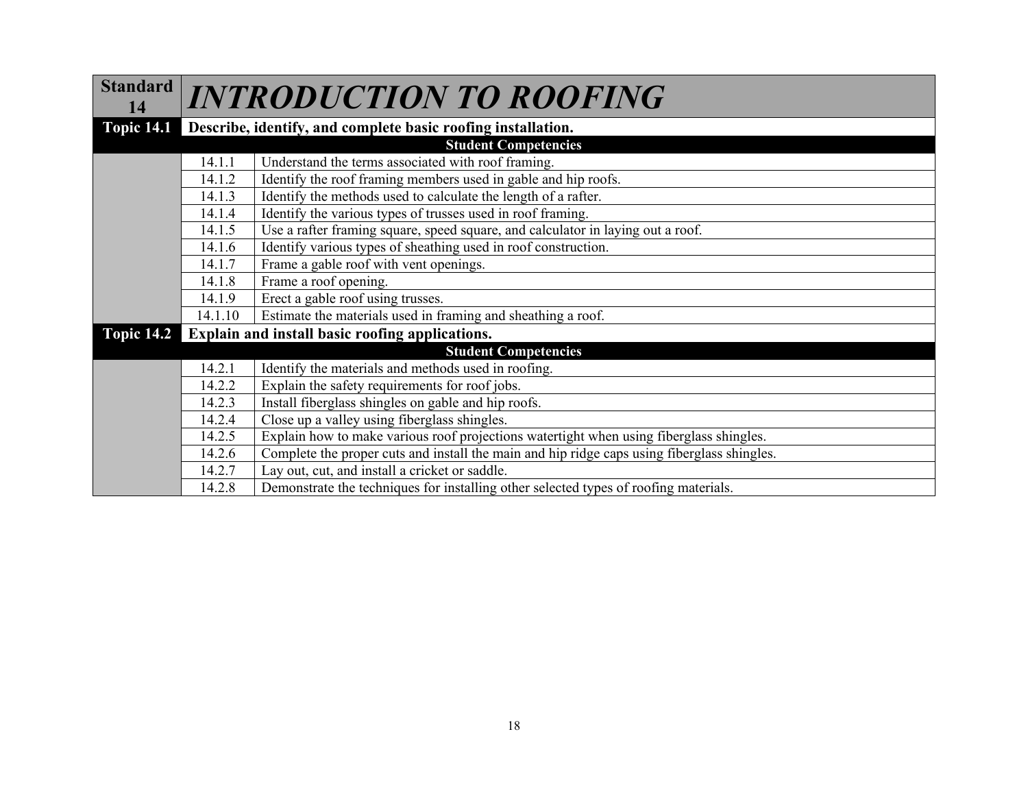| Standard 14 | *INTRODUCTION TO ROOFING* | |
|---|---|---|
| **Topic 14.1** | **Describe, identify, and complete basic roofing installation.** | |
| | | **Student Competencies** |
| | 14.1.1 | Understand the terms associated with roof framing. |
| | 14.1.2 | Identify the roof framing members used in gable and hip roofs. |
| | 14.1.3 | Identify the methods used to calculate the length of a rafter. |
| | 14.1.4 | Identify the various types of trusses used in roof framing. |
| | 14.1.5 | Use a rafter framing square, speed square, and calculator in laying out a roof. |
| | 14.1.6 | Identify various types of sheathing used in roof construction. |
| | 14.1.7 | Frame a gable roof with vent openings. |
| | 14.1.8 | Frame a roof opening. |
| | 14.1.9 | Erect a gable roof using trusses. |
| | 14.1.10 | Estimate the materials used in framing and sheathing a roof. |
| **Topic 14.2** | **Explain and install basic roofing applications.** | |
| | | **Student Competencies** |
| | 14.2.1 | Identify the materials and methods used in roofing. |
| | 14.2.2 | Explain the safety requirements for roof jobs. |
| | 14.2.3 | Install fiberglass shingles on gable and hip roofs. |
| | 14.2.4 | Close up a valley using fiberglass shingles. |
| | 14.2.5 | Explain how to make various roof projections watertight when using fiberglass shingles. |
| | 14.2.6 | Complete the proper cuts and install the main and hip ridge caps using fiberglass shingles. |
| | 14.2.7 | Lay out, cut, and install a cricket or saddle. |
| | 14.2.8 | Demonstrate the techniques for installing other selected types of roofing materials. |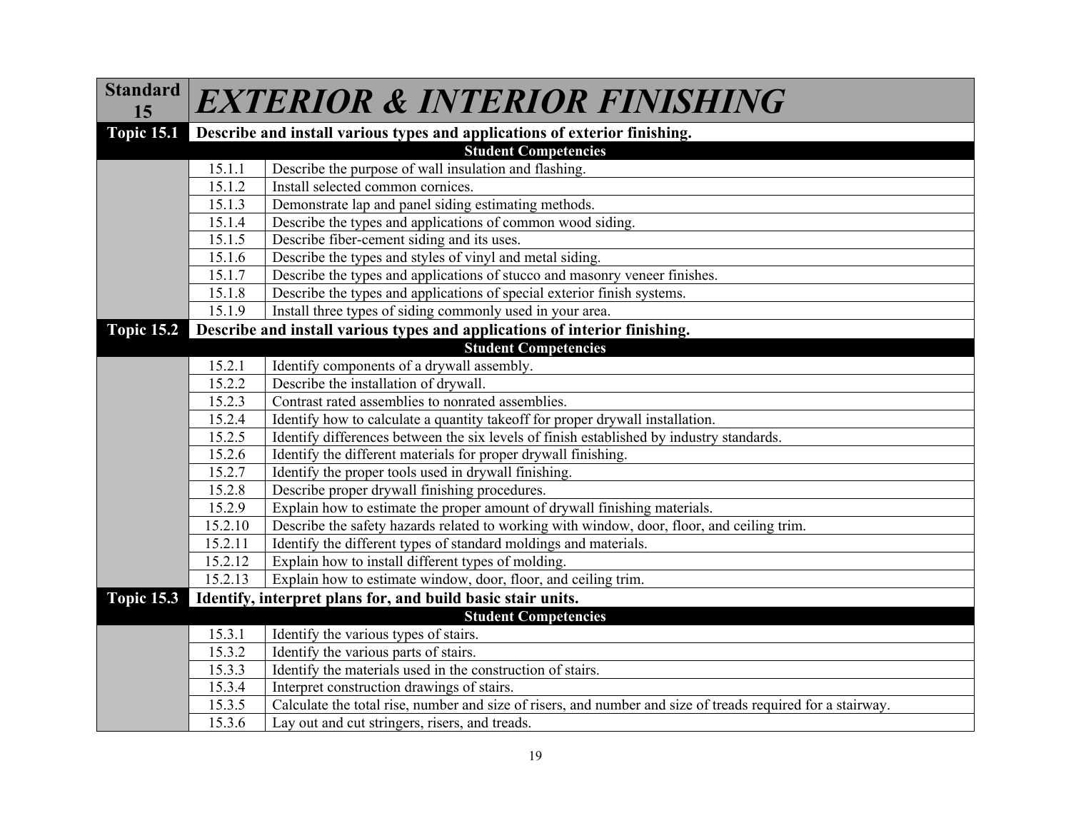| Standard 15 | *EXTERIOR & INTERIOR FINISHING* | |
|---|---|---|
| **Topic 15.1** | **Describe and install various types and applications of exterior finishing.** | |
| | **Student Competencies** | |
| | 15.1.1 | Describe the purpose of wall insulation and flashing. |
| | 15.1.2 | Install selected common cornices. |
| | 15.1.3 | Demonstrate lap and panel siding estimating methods. |
| | 15.1.4 | Describe the types and applications of common wood siding. |
| | 15.1.5 | Describe fiber-cement siding and its uses. |
| | 15.1.6 | Describe the types and styles of vinyl and metal siding. |
| | 15.1.7 | Describe the types and applications of stucco and masonry veneer finishes. |
| | 15.1.8 | Describe the types and applications of special exterior finish systems. |
| | 15.1.9 | Install three types of siding commonly used in your area. |
| **Topic 15.2** | **Describe and install various types and applications of interior finishing.** | |
| | **Student Competencies** | |
| | 15.2.1 | Identify components of a drywall assembly. |
| | 15.2.2 | Describe the installation of drywall. |
| | 15.2.3 | Contrast rated assemblies to nonrated assemblies. |
| | 15.2.4 | Identify how to calculate a quantity takeoff for proper drywall installation. |
| | 15.2.5 | Identify differences between the six levels of finish established by industry standards. |
| | 15.2.6 | Identify the different materials for proper drywall finishing. |
| | 15.2.7 | Identify the proper tools used in drywall finishing. |
| | 15.2.8 | Describe proper drywall finishing procedures. |
| | 15.2.9 | Explain how to estimate the proper amount of drywall finishing materials. |
| | 15.2.10 | Describe the safety hazards related to working with window, door, floor, and ceiling trim. |
| | 15.2.11 | Identify the different types of standard moldings and materials. |
| | 15.2.12 | Explain how to install different types of molding. |
| | 15.2.13 | Explain how to estimate window, door, floor, and ceiling trim. |
| **Topic 15.3** | **Identify, interpret plans for, and build basic stair units.** | |
| | **Student Competencies** | |
| | 15.3.1 | Identify the various types of stairs. |
| | 15.3.2 | Identify the various parts of stairs. |
| | 15.3.3 | Identify the materials used in the construction of stairs. |
| | 15.3.4 | Interpret construction drawings of stairs. |
| | 15.3.5 | Calculate the total rise, number and size of risers, and number and size of treads required for a stairway. |
| | 15.3.6 | Lay out and cut stringers, risers, and treads. |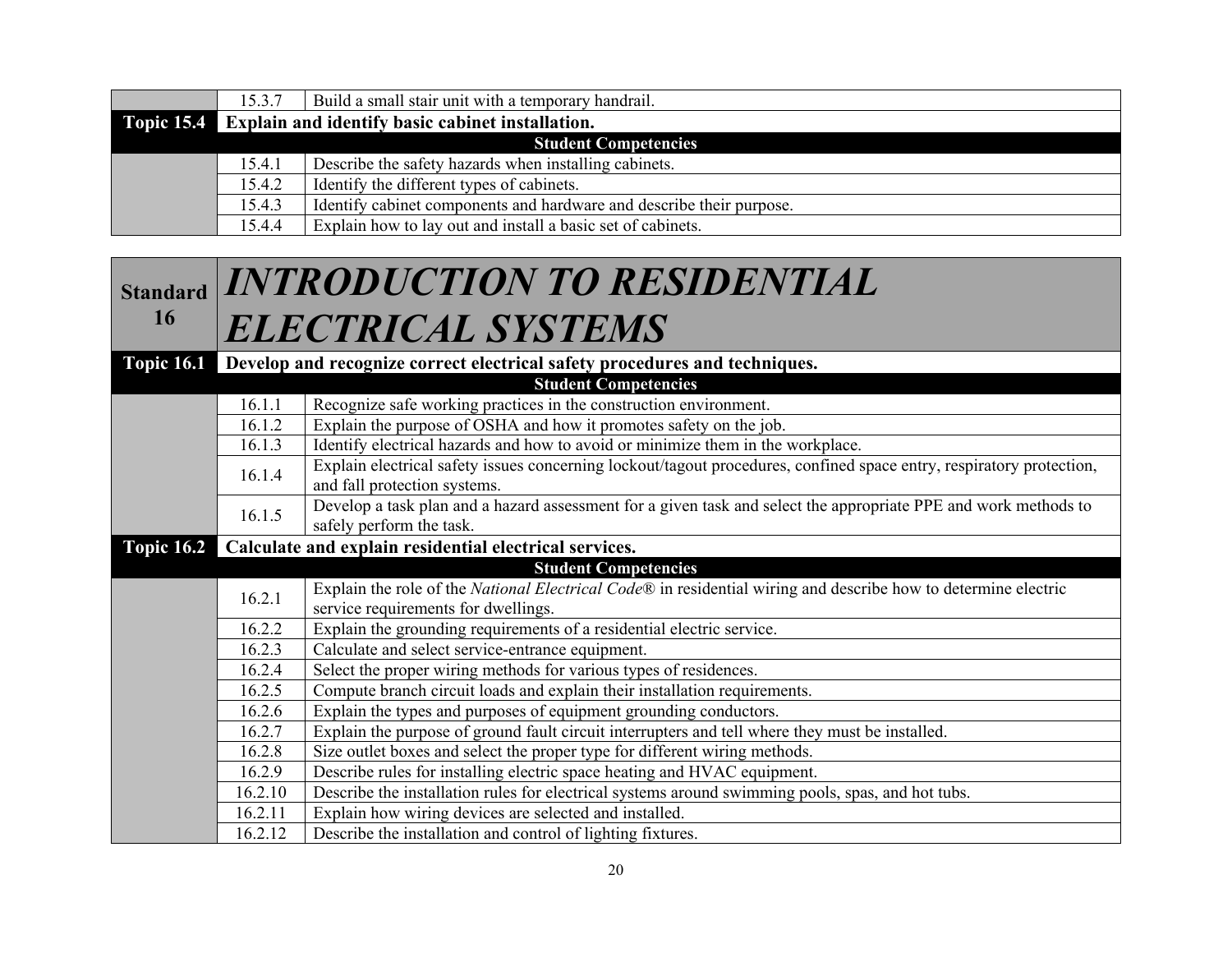| | | |
|---|---|---|
| | 15.3.7 | Build a small stair unit with a temporary handrail. |
| **Topic 15.4** | **Explain and identify basic cabinet installation.** | |
| | **Student Competencies** | |
| | 15.4.1 | Describe the safety hazards when installing cabinets. |
| | 15.4.2 | Identify the different types of cabinets. |
| | 15.4.3 | Identify cabinet components and hardware and describe their purpose. |
| | 15.4.4 | Explain how to lay out and install a basic set of cabinets. |

| **Standard 16** | ***INTRODUCTION TO RESIDENTIAL ELECTRICAL SYSTEMS*** | |
|---|---|---|
| **Topic 16.1** | **Develop and recognize correct electrical safety procedures and techniques.** | |
| | **Student Competencies** | |
| | 16.1.1 | Recognize safe working practices in the construction environment. |
| | 16.1.2 | Explain the purpose of OSHA and how it promotes safety on the job. |
| | 16.1.3 | Identify electrical hazards and how to avoid or minimize them in the workplace. |
| | 16.1.4 | Explain electrical safety issues concerning lockout/tagout procedures, confined space entry, respiratory protection, and fall protection systems. |
| | 16.1.5 | Develop a task plan and a hazard assessment for a given task and select the appropriate PPE and work methods to safely perform the task. |
| **Topic 16.2** | **Calculate and explain residential electrical services.** | |
| | **Student Competencies** | |
| | 16.2.1 | Explain the role of the *National Electrical Code*® in residential wiring and describe how to determine electric service requirements for dwellings. |
| | 16.2.2 | Explain the grounding requirements of a residential electric service. |
| | 16.2.3 | Calculate and select service-entrance equipment. |
| | 16.2.4 | Select the proper wiring methods for various types of residences. |
| | 16.2.5 | Compute branch circuit loads and explain their installation requirements. |
| | 16.2.6 | Explain the types and purposes of equipment grounding conductors. |
| | 16.2.7 | Explain the purpose of ground fault circuit interrupters and tell where they must be installed. |
| | 16.2.8 | Size outlet boxes and select the proper type for different wiring methods. |
| | 16.2.9 | Describe rules for installing electric space heating and HVAC equipment. |
| | 16.2.10 | Describe the installation rules for electrical systems around swimming pools, spas, and hot tubs. |
| | 16.2.11 | Explain how wiring devices are selected and installed. |
| | 16.2.12 | Describe the installation and control of lighting fixtures. |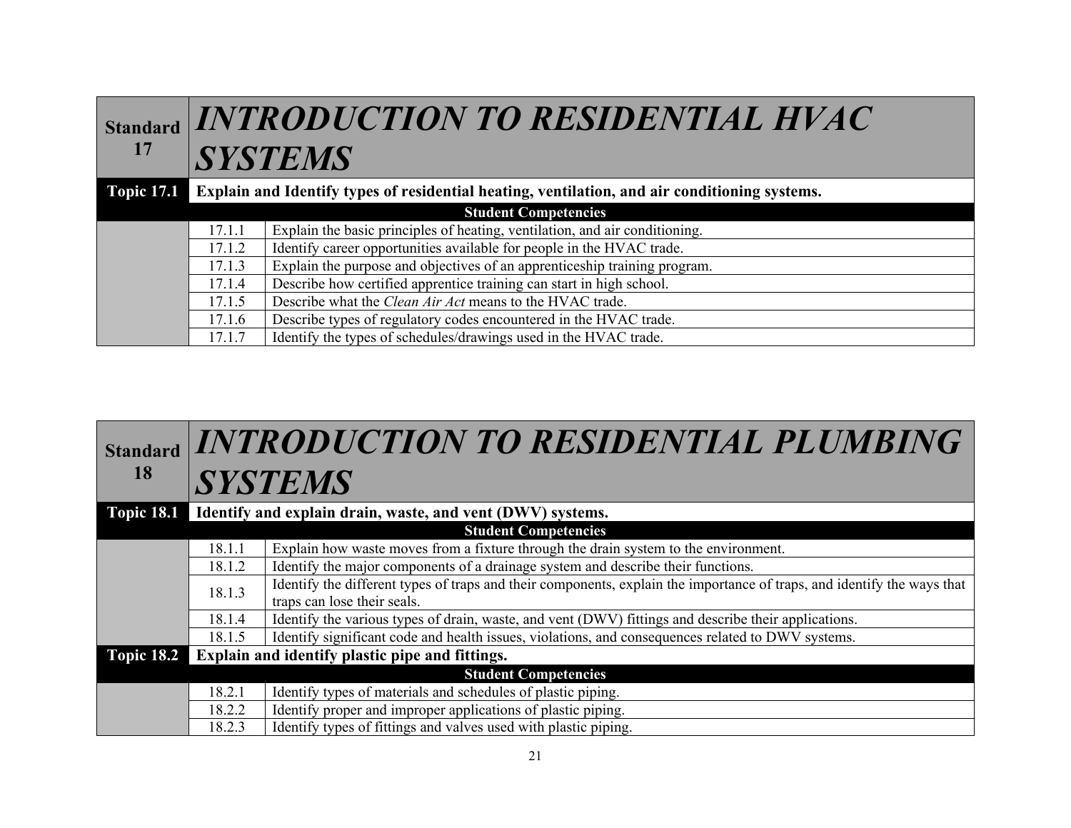| Standard 17 | *INTRODUCTION TO RESIDENTIAL HVAC SYSTEMS* | |
|---|---|---|
| **Topic 17.1** | **Explain and Identify types of residential heating, ventilation, and air conditioning systems.** | |
| | **Student Competencies** | |
| | 17.1.1 | Explain the basic principles of heating, ventilation, and air conditioning. |
| | 17.1.2 | Identify career opportunities available for people in the HVAC trade. |
| | 17.1.3 | Explain the purpose and objectives of an apprenticeship training program. |
| | 17.1.4 | Describe how certified apprentice training can start in high school. |
| | 17.1.5 | Describe what the *Clean Air Act* means to the HVAC trade. |
| | 17.1.6 | Describe types of regulatory codes encountered in the HVAC trade. |
| | 17.1.7 | Identify the types of schedules/drawings used in the HVAC trade. |

| Standard 18 | *INTRODUCTION TO RESIDENTIAL PLUMBING SYSTEMS* | |
|---|---|---|
| **Topic 18.1** | **Identify and explain drain, waste, and vent (DWV) systems.** | |
| | **Student Competencies** | |
| | 18.1.1 | Explain how waste moves from a fixture through the drain system to the environment. |
| | 18.1.2 | Identify the major components of a drainage system and describe their functions. |
| | 18.1.3 | Identify the different types of traps and their components, explain the importance of traps, and identify the ways that traps can lose their seals. |
| | 18.1.4 | Identify the various types of drain, waste, and vent (DWV) fittings and describe their applications. |
| | 18.1.5 | Identify significant code and health issues, violations, and consequences related to DWV systems. |
| **Topic 18.2** | **Explain and identify plastic pipe and fittings.** | |
| | **Student Competencies** | |
| | 18.2.1 | Identify types of materials and schedules of plastic piping. |
| | 18.2.2 | Identify proper and improper applications of plastic piping. |
| | 18.2.3 | Identify types of fittings and valves used with plastic piping. |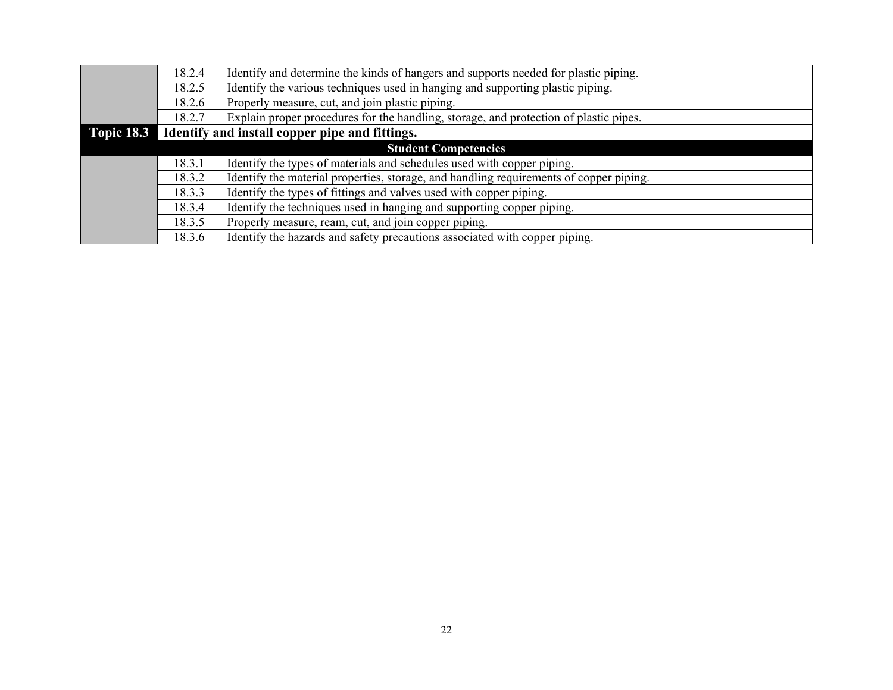| | | |
|---|---|---|
| | 18.2.4 | Identify and determine the kinds of hangers and supports needed for plastic piping. |
| | 18.2.5 | Identify the various techniques used in hanging and supporting plastic piping. |
| | 18.2.6 | Properly measure, cut, and join plastic piping. |
| | 18.2.7 | Explain proper procedures for the handling, storage, and protection of plastic pipes. |
| **Topic 18.3** | **Identify and install copper pipe and fittings.** | |
| | | **Student Competencies** |
| | 18.3.1 | Identify the types of materials and schedules used with copper piping. |
| | 18.3.2 | Identify the material properties, storage, and handling requirements of copper piping. |
| | 18.3.3 | Identify the types of fittings and valves used with copper piping. |
| | 18.3.4 | Identify the techniques used in hanging and supporting copper piping. |
| | 18.3.5 | Properly measure, ream, cut, and join copper piping. |
| | 18.3.6 | Identify the hazards and safety precautions associated with copper piping. |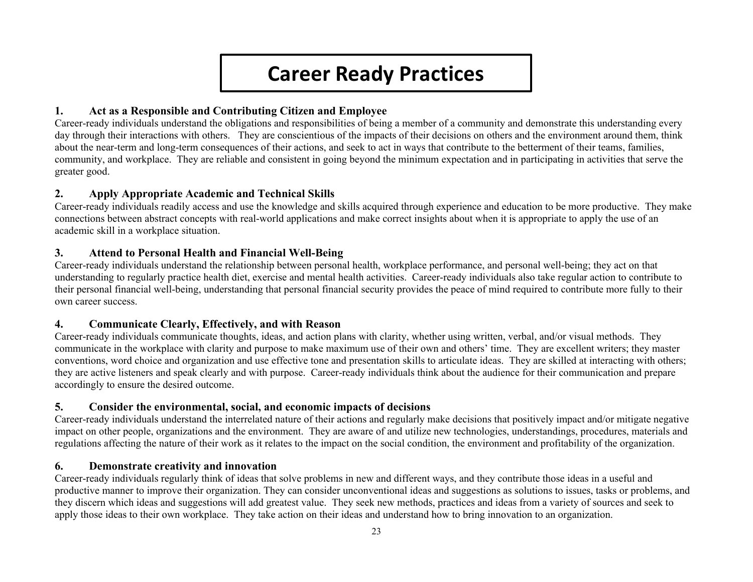# Career Ready Practices

### 1. Act as a Responsible and Contributing Citizen and Employee

Career-ready individuals understand the obligations and responsibilities of being a member of a community and demonstrate this understanding every day through their interactions with others. They are conscientious of the impacts of their decisions on others and the environment around them, think about the near-term and long-term consequences of their actions, and seek to act in ways that contribute to the betterment of their teams, families, community, and workplace. They are reliable and consistent in going beyond the minimum expectation and in participating in activities that serve the greater good.

### 2. Apply Appropriate Academic and Technical Skills

Career-ready individuals readily access and use the knowledge and skills acquired through experience and education to be more productive. They make connections between abstract concepts with real-world applications and make correct insights about when it is appropriate to apply the use of an academic skill in a workplace situation.

### 3. Attend to Personal Health and Financial Well-Being

Career-ready individuals understand the relationship between personal health, workplace performance, and personal well-being; they act on that understanding to regularly practice health diet, exercise and mental health activities. Career-ready individuals also take regular action to contribute to their personal financial well-being, understanding that personal financial security provides the peace of mind required to contribute more fully to their own career success.

### 4. Communicate Clearly, Effectively, and with Reason

Career-ready individuals communicate thoughts, ideas, and action plans with clarity, whether using written, verbal, and/or visual methods. They communicate in the workplace with clarity and purpose to make maximum use of their own and others' time. They are excellent writers; they master conventions, word choice and organization and use effective tone and presentation skills to articulate ideas. They are skilled at interacting with others; they are active listeners and speak clearly and with purpose. Career-ready individuals think about the audience for their communication and prepare accordingly to ensure the desired outcome.

### 5. Consider the environmental, social, and economic impacts of decisions

Career-ready individuals understand the interrelated nature of their actions and regularly make decisions that positively impact and/or mitigate negative impact on other people, organizations and the environment. They are aware of and utilize new technologies, understandings, procedures, materials and regulations affecting the nature of their work as it relates to the impact on the social condition, the environment and profitability of the organization.

### 6. Demonstrate creativity and innovation

Career-ready individuals regularly think of ideas that solve problems in new and different ways, and they contribute those ideas in a useful and productive manner to improve their organization. They can consider unconventional ideas and suggestions as solutions to issues, tasks or problems, and they discern which ideas and suggestions will add greatest value. They seek new methods, practices and ideas from a variety of sources and seek to apply those ideas to their own workplace. They take action on their ideas and understand how to bring innovation to an organization.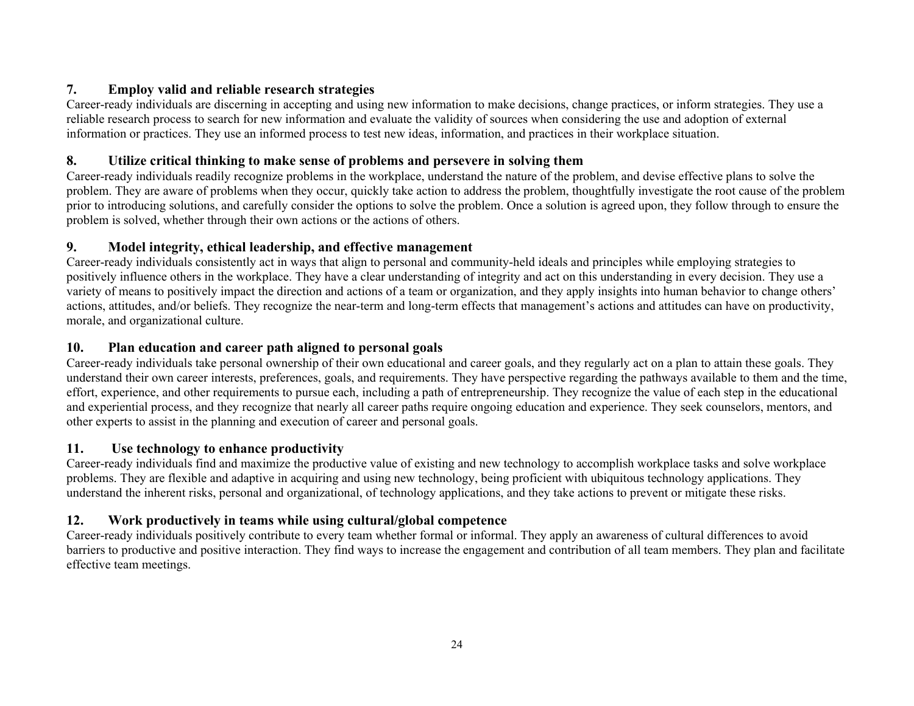### 7. Employ valid and reliable research strategies

Career-ready individuals are discerning in accepting and using new information to make decisions, change practices, or inform strategies. They use a reliable research process to search for new information and evaluate the validity of sources when considering the use and adoption of external information or practices. They use an informed process to test new ideas, information, and practices in their workplace situation.

### 8. Utilize critical thinking to make sense of problems and persevere in solving them

Career-ready individuals readily recognize problems in the workplace, understand the nature of the problem, and devise effective plans to solve the problem. They are aware of problems when they occur, quickly take action to address the problem, thoughtfully investigate the root cause of the problem prior to introducing solutions, and carefully consider the options to solve the problem. Once a solution is agreed upon, they follow through to ensure the problem is solved, whether through their own actions or the actions of others.

### 9. Model integrity, ethical leadership, and effective management

Career-ready individuals consistently act in ways that align to personal and community-held ideals and principles while employing strategies to positively influence others in the workplace. They have a clear understanding of integrity and act on this understanding in every decision. They use a variety of means to positively impact the direction and actions of a team or organization, and they apply insights into human behavior to change others' actions, attitudes, and/or beliefs. They recognize the near-term and long-term effects that management's actions and attitudes can have on productivity, morale, and organizational culture.

### 10. Plan education and career path aligned to personal goals

Career-ready individuals take personal ownership of their own educational and career goals, and they regularly act on a plan to attain these goals. They understand their own career interests, preferences, goals, and requirements. They have perspective regarding the pathways available to them and the time, effort, experience, and other requirements to pursue each, including a path of entrepreneurship. They recognize the value of each step in the educational and experiential process, and they recognize that nearly all career paths require ongoing education and experience. They seek counselors, mentors, and other experts to assist in the planning and execution of career and personal goals.

### 11. Use technology to enhance productivity

Career-ready individuals find and maximize the productive value of existing and new technology to accomplish workplace tasks and solve workplace problems. They are flexible and adaptive in acquiring and using new technology, being proficient with ubiquitous technology applications. They understand the inherent risks, personal and organizational, of technology applications, and they take actions to prevent or mitigate these risks.

### 12. Work productively in teams while using cultural/global competence

Career-ready individuals positively contribute to every team whether formal or informal. They apply an awareness of cultural differences to avoid barriers to productive and positive interaction. They find ways to increase the engagement and contribution of all team members. They plan and facilitate effective team meetings.